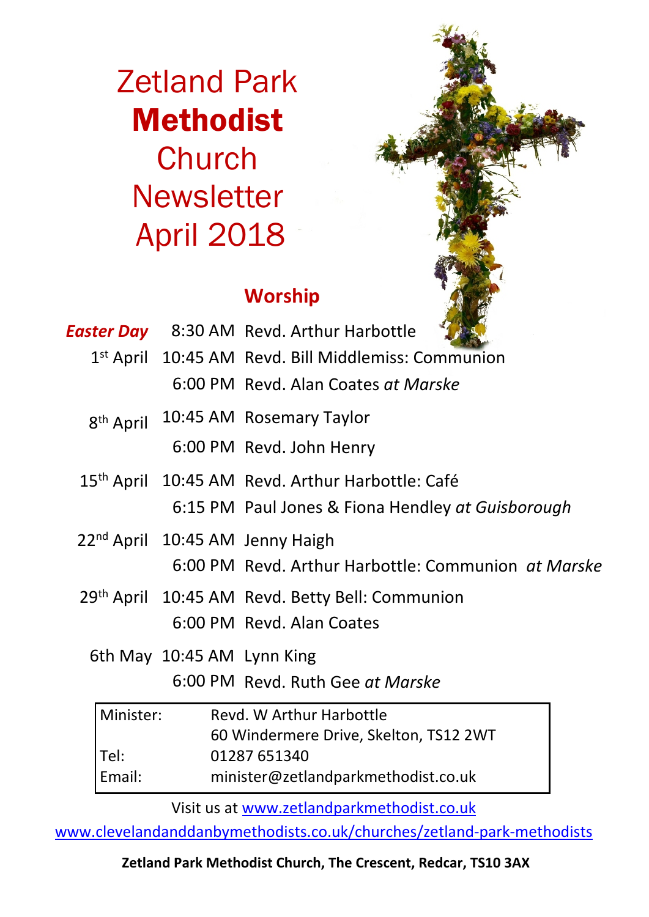# Zetland Park **Methodist** Church Newsletter April 2018

## Worship

| | | |
|---|---|---|
| ***Easter Day*** | 8:30 AM | Revd. Arthur Harbottle |
| 1st April | 10:45 AM | Revd. Bill Middlemiss: Communion |
| | 6:00 PM | Revd. Alan Coates *at Marske* |
| 8th April | 10:45 AM | Rosemary Taylor |
| | 6:00 PM | Revd. John Henry |
| 15th April | 10:45 AM | Revd. Arthur Harbottle: Café |
| | 6:15 PM | Paul Jones & Fiona Hendley *at Guisborough* |
| 22nd April | 10:45 AM | Jenny Haigh |
| | 6:00 PM | Revd. Arthur Harbottle: Communion *at Marske* |
| 29th April | 10:45 AM | Revd. Betty Bell: Communion |
| | 6:00 PM | Revd. Alan Coates |
| 6th May | 10:45 AM | Lynn King |
| | 6:00 PM | Revd. Ruth Gee *at Marske* |

| | |
|---|---|
| Minister: | Revd. W Arthur Harbottle<br>60 Windermere Drive, Skelton, TS12 2WT |
| Tel: | 01287 651340 |
| Email: | minister@zetlandparkmethodist.co.uk |

Visit us at www.zetlandparkmethodist.co.uk

www.clevelandanddanbymethodists.co.uk/churches/zetland-park-methodists

**Zetland Park Methodist Church, The Crescent, Redcar, TS10 3AX**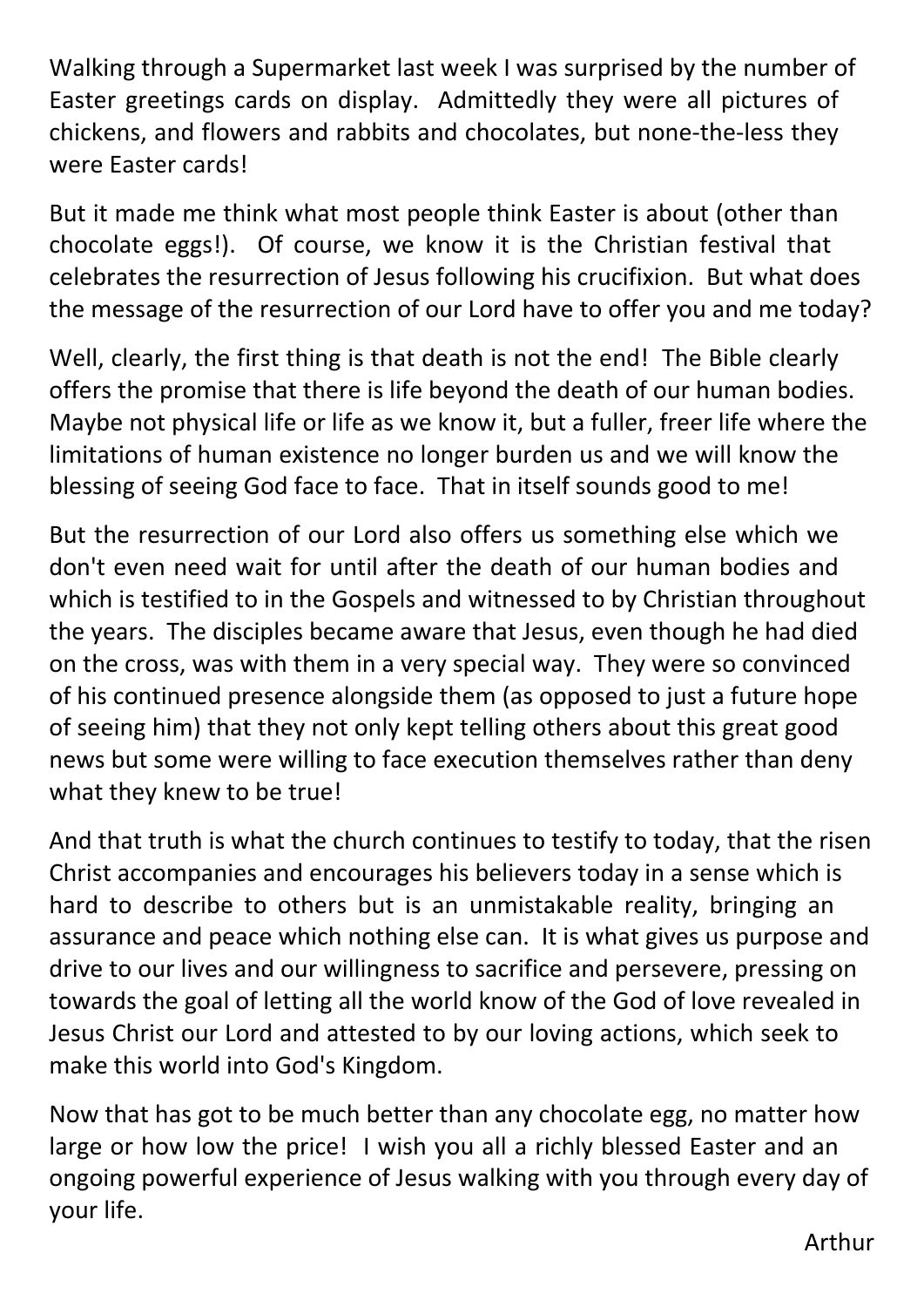Walking through a Supermarket last week I was surprised by the number of Easter greetings cards on display. Admittedly they were all pictures of chickens, and flowers and rabbits and chocolates, but none-the-less they were Easter cards!

But it made me think what most people think Easter is about (other than chocolate eggs!). Of course, we know it is the Christian festival that celebrates the resurrection of Jesus following his crucifixion. But what does the message of the resurrection of our Lord have to offer you and me today?

Well, clearly, the first thing is that death is not the end! The Bible clearly offers the promise that there is life beyond the death of our human bodies. Maybe not physical life or life as we know it, but a fuller, freer life where the limitations of human existence no longer burden us and we will know the blessing of seeing God face to face. That in itself sounds good to me!

But the resurrection of our Lord also offers us something else which we don't even need wait for until after the death of our human bodies and which is testified to in the Gospels and witnessed to by Christian throughout the years. The disciples became aware that Jesus, even though he had died on the cross, was with them in a very special way. They were so convinced of his continued presence alongside them (as opposed to just a future hope of seeing him) that they not only kept telling others about this great good news but some were willing to face execution themselves rather than deny what they knew to be true!

And that truth is what the church continues to testify to today, that the risen Christ accompanies and encourages his believers today in a sense which is hard to describe to others but is an unmistakable reality, bringing an assurance and peace which nothing else can. It is what gives us purpose and drive to our lives and our willingness to sacrifice and persevere, pressing on towards the goal of letting all the world know of the God of love revealed in Jesus Christ our Lord and attested to by our loving actions, which seek to make this world into God's Kingdom.

Now that has got to be much better than any chocolate egg, no matter how large or how low the price! I wish you all a richly blessed Easter and an ongoing powerful experience of Jesus walking with you through every day of your life.

Arthur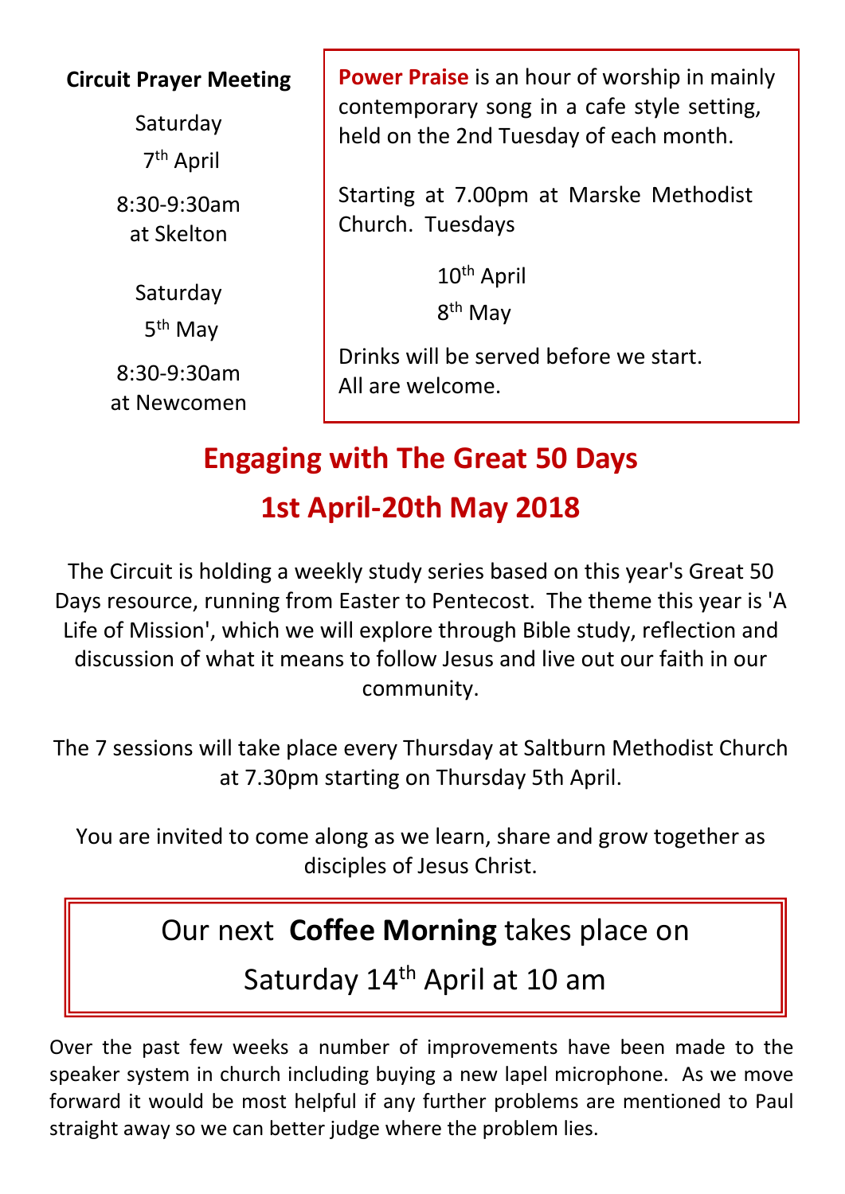**Circuit Prayer Meeting**

Saturday

7th April

8:30-9:30am
at Skelton

Saturday

5th May

8:30-9:30am
at Newcomen

**Power Praise** is an hour of worship in mainly contemporary song in a cafe style setting, held on the 2nd Tuesday of each month.

Starting at 7.00pm at Marske Methodist Church. Tuesdays

10th April

8th May

Drinks will be served before we start.
All are welcome.

## Engaging with The Great 50 Days

## 1st April-20th May 2018

The Circuit is holding a weekly study series based on this year's Great 50 Days resource, running from Easter to Pentecost. The theme this year is 'A Life of Mission', which we will explore through Bible study, reflection and discussion of what it means to follow Jesus and live out our faith in our community.

The 7 sessions will take place every Thursday at Saltburn Methodist Church at 7.30pm starting on Thursday 5th April.

You are invited to come along as we learn, share and grow together as disciples of Jesus Christ.

Our next **Coffee Morning** takes place on

Saturday 14th April at 10 am

Over the past few weeks a number of improvements have been made to the speaker system in church including buying a new lapel microphone. As we move forward it would be most helpful if any further problems are mentioned to Paul straight away so we can better judge where the problem lies.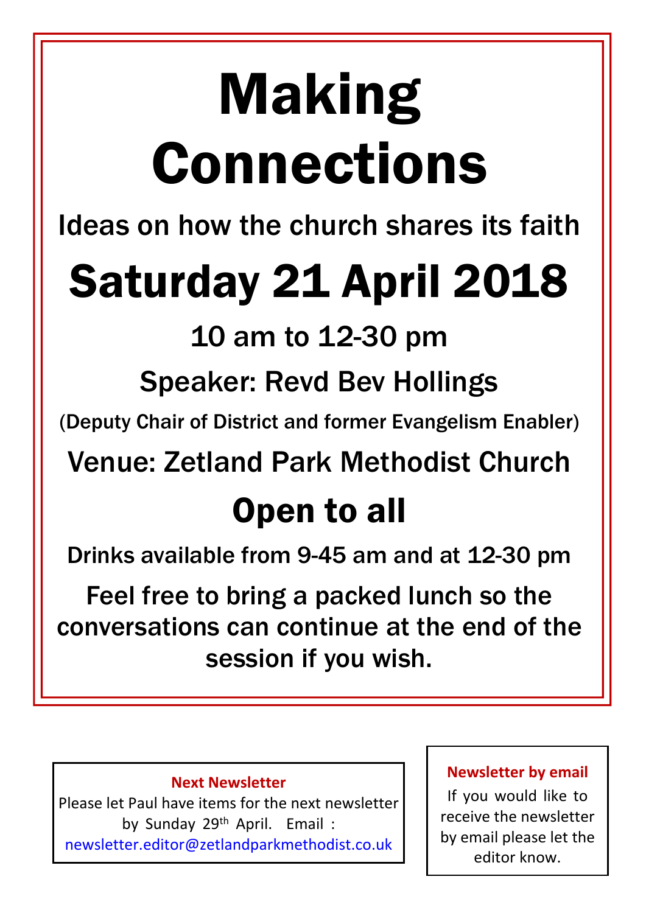# Making Connections

## Ideas on how the church shares its faith

# Saturday 21 April 2018

## 10 am to 12-30 pm

## Speaker: Revd Bev Hollings

(Deputy Chair of District and former Evangelism Enabler)

## Venue: Zetland Park Methodist Church

# Open to all

Drinks available from 9-45 am and at 12-30 pm

Feel free to bring a packed lunch so the conversations can continue at the end of the session if you wish.

**Next Newsletter**

Please let Paul have items for the next newsletter by Sunday 29th April. Email : newsletter.editor@zetlandparkmethodist.co.uk

**Newsletter by email**

If you would like to receive the newsletter by email please let the editor know.